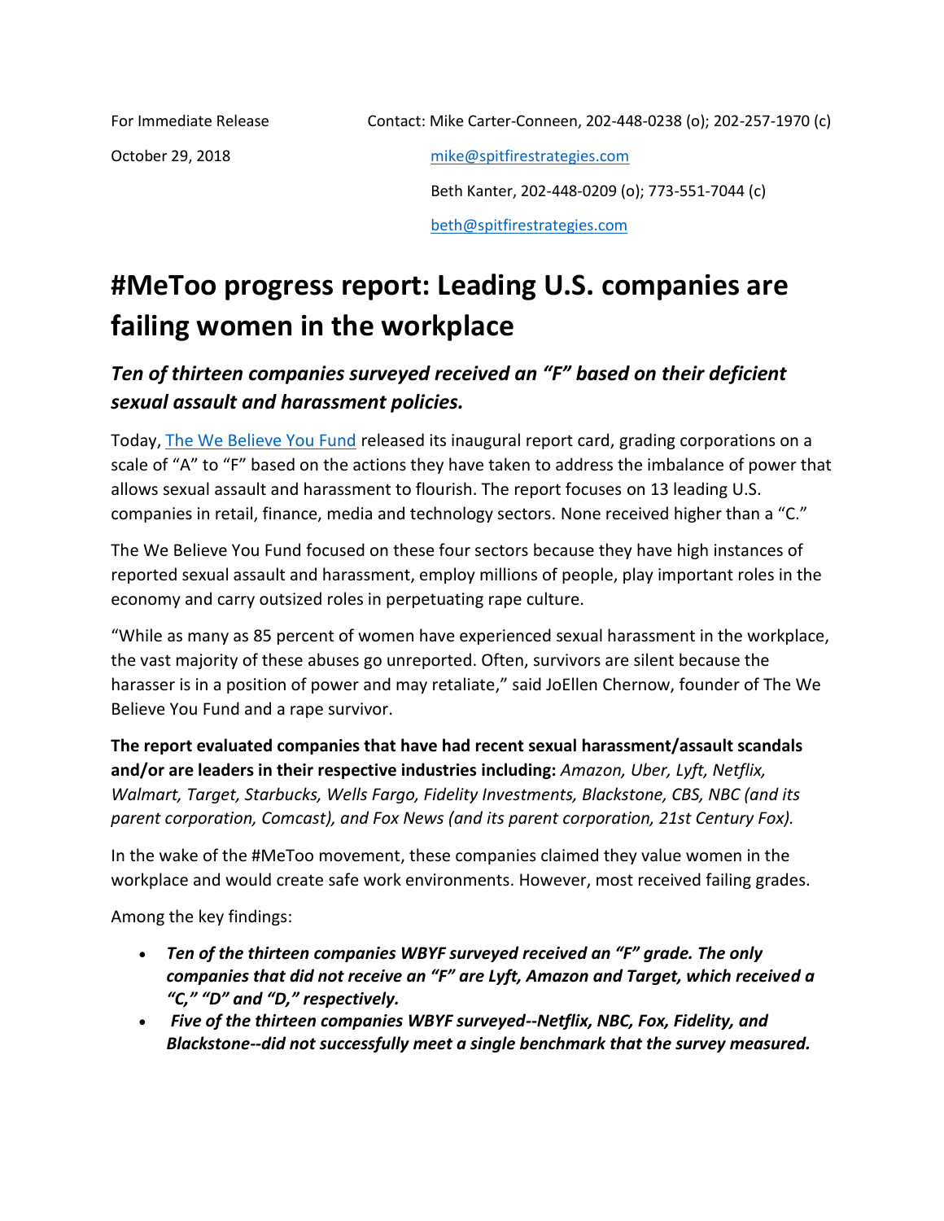For Immediate Release

October 29, 2018

Contact: Mike Carter-Conneen, 202-448-0238 (o); 202-257-1970 (c)

mike@spitfirestrategies.com

Beth Kanter, 202-448-0209 (o); 773-551-7044 (c)

beth@spitfirestrategies.com

# #MeToo progress report: Leading U.S. companies are failing women in the workplace

## *Ten of thirteen companies surveyed received an "F" based on their deficient sexual assault and harassment policies.*

Today, The We Believe You Fund released its inaugural report card, grading corporations on a scale of "A" to "F" based on the actions they have taken to address the imbalance of power that allows sexual assault and harassment to flourish. The report focuses on 13 leading U.S. companies in retail, finance, media and technology sectors. None received higher than a "C."

The We Believe You Fund focused on these four sectors because they have high instances of reported sexual assault and harassment, employ millions of people, play important roles in the economy and carry outsized roles in perpetuating rape culture.

"While as many as 85 percent of women have experienced sexual harassment in the workplace, the vast majority of these abuses go unreported. Often, survivors are silent because the harasser is in a position of power and may retaliate," said JoEllen Chernow, founder of The We Believe You Fund and a rape survivor.

**The report evaluated companies that have had recent sexual harassment/assault scandals and/or are leaders in their respective industries including:** *Amazon, Uber, Lyft, Netflix, Walmart, Target, Starbucks, Wells Fargo, Fidelity Investments, Blackstone, CBS, NBC (and its parent corporation, Comcast), and Fox News (and its parent corporation, 21st Century Fox).*

In the wake of the #MeToo movement, these companies claimed they value women in the workplace and would create safe work environments. However, most received failing grades.

Among the key findings:

- ***Ten of the thirteen companies WBYF surveyed received an "F" grade. The only companies that did not receive an "F" are Lyft, Amazon and Target, which received a "C," "D" and "D," respectively.***
- ***Five of the thirteen companies WBYF surveyed--Netflix, NBC, Fox, Fidelity, and Blackstone--did not successfully meet a single benchmark that the survey measured.***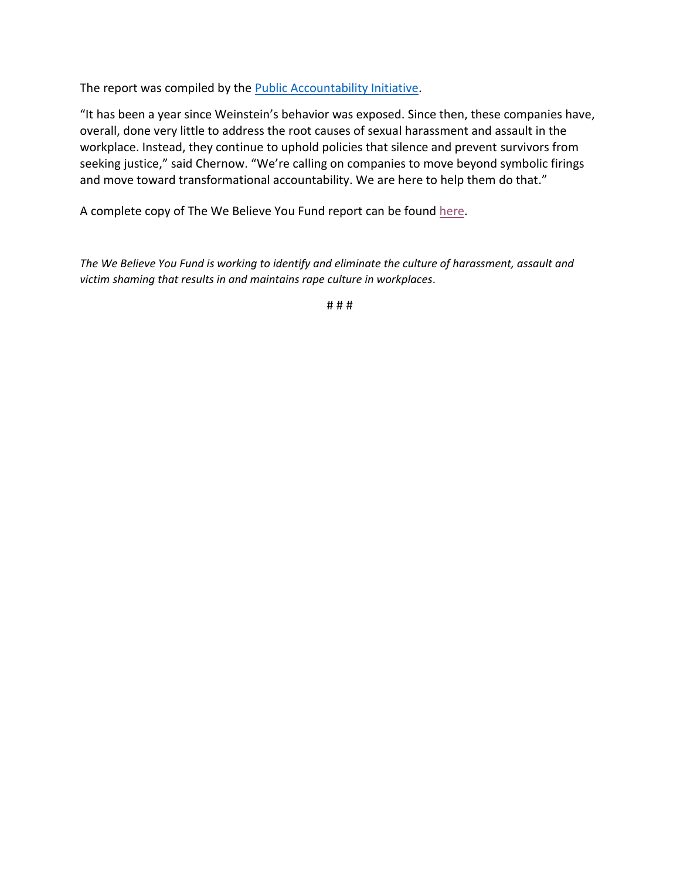The report was compiled by the Public Accountability Initiative.

"It has been a year since Weinstein's behavior was exposed. Since then, these companies have, overall, done very little to address the root causes of sexual harassment and assault in the workplace. Instead, they continue to uphold policies that silence and prevent survivors from seeking justice," said Chernow. "We're calling on companies to move beyond symbolic firings and move toward transformational accountability. We are here to help them do that."

A complete copy of The We Believe You Fund report can be found here.

*The We Believe You Fund is working to identify and eliminate the culture of harassment, assault and victim shaming that results in and maintains rape culture in workplaces.*

# # #